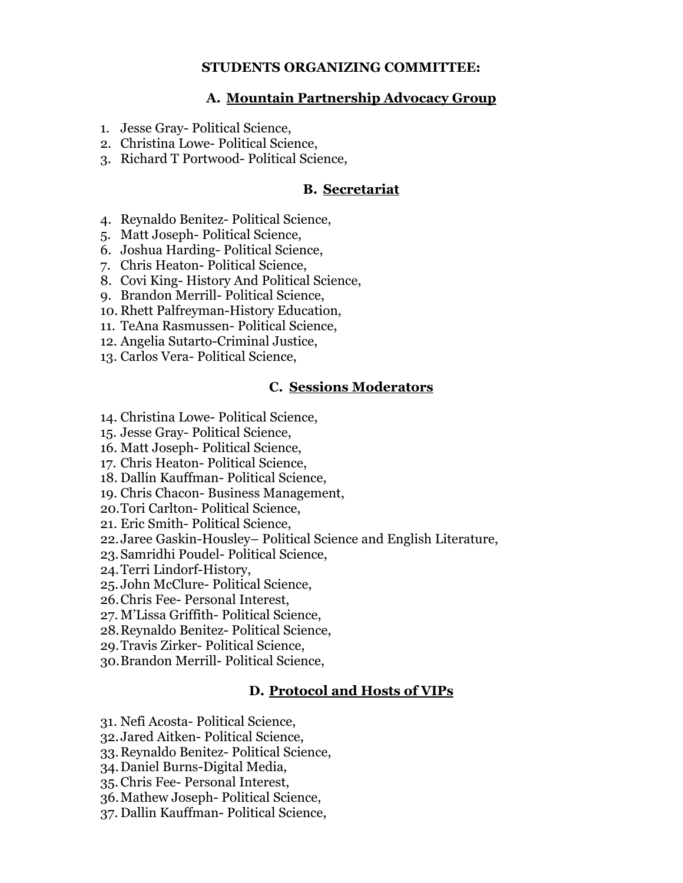**STUDENTS ORGANIZING COMMITTEE:**

## A. Mountain Partnership Advocacy Group

1. Jesse Gray- Political Science,
2. Christina Lowe- Political Science,
3. Richard T Portwood- Political Science,

## B. Secretariat

4. Reynaldo Benitez- Political Science,
5. Matt Joseph- Political Science,
6. Joshua Harding- Political Science,
7. Chris Heaton- Political Science,
8. Covi King- History And Political Science,
9. Brandon Merrill- Political Science,
10. Rhett Palfreyman-History Education,
11. TeAna Rasmussen- Political Science,
12. Angelia Sutarto-Criminal Justice,
13. Carlos Vera- Political Science,

## C. Sessions Moderators

14. Christina Lowe- Political Science,
15. Jesse Gray- Political Science,
16. Matt Joseph- Political Science,
17. Chris Heaton- Political Science,
18. Dallin Kauffman- Political Science,
19. Chris Chacon- Business Management,
20. Tori Carlton- Political Science,
21. Eric Smith- Political Science,
22. Jaree Gaskin-Housley– Political Science and English Literature,
23. Samridhi Poudel- Political Science,
24. Terri Lindorf-History,
25. John McClure- Political Science,
26. Chris Fee- Personal Interest,
27. M'Lissa Griffith- Political Science,
28. Reynaldo Benitez- Political Science,
29. Travis Zirker- Political Science,
30. Brandon Merrill- Political Science,

## D. Protocol and Hosts of VIPs

31. Nefi Acosta- Political Science,
32. Jared Aitken- Political Science,
33. Reynaldo Benitez- Political Science,
34. Daniel Burns-Digital Media,
35. Chris Fee- Personal Interest,
36. Mathew Joseph- Political Science,
37. Dallin Kauffman- Political Science,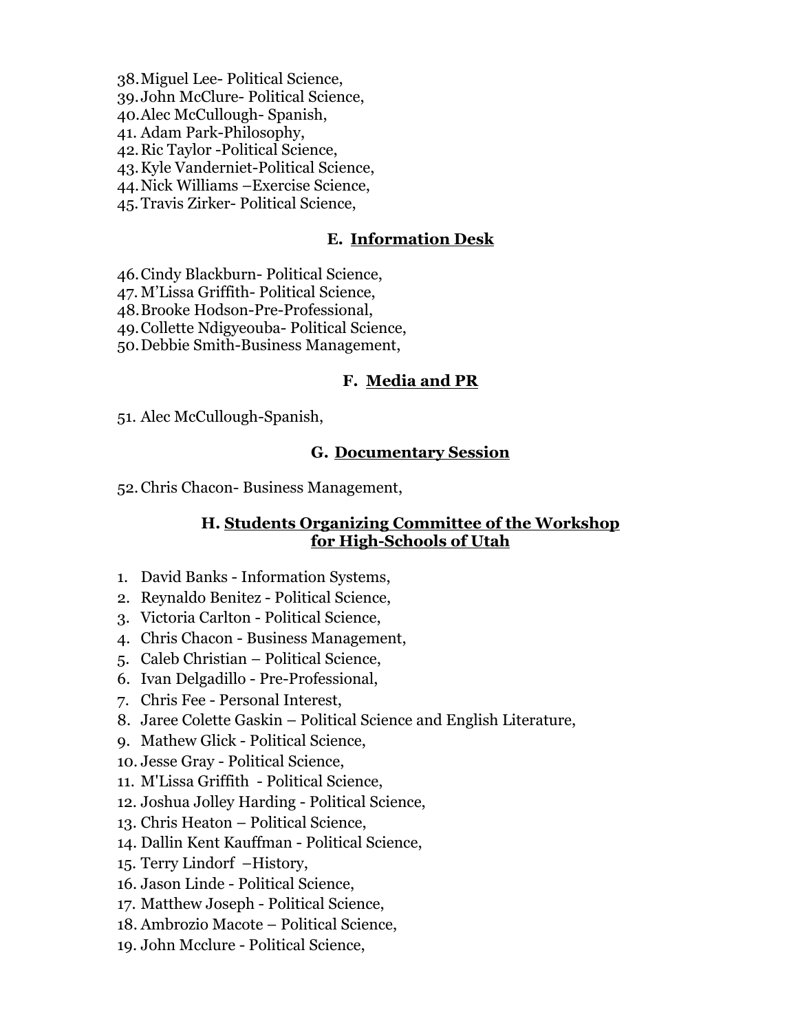38. Miguel Lee- Political Science,
39. John McClure- Political Science,
40. Alec McCullough- Spanish,
41. Adam Park-Philosophy,
42. Ric Taylor -Political Science,
43. Kyle Vanderniet-Political Science,
44. Nick Williams –Exercise Science,
45. Travis Zirker- Political Science,

### E. Information Desk

46. Cindy Blackburn- Political Science,
47. M'Lissa Griffith- Political Science,
48. Brooke Hodson-Pre-Professional,
49. Collette Ndigyeouba- Political Science,
50. Debbie Smith-Business Management,

### F. Media and PR

51. Alec McCullough-Spanish,

### G. Documentary Session

52. Chris Chacon- Business Management,

### H. Students Organizing Committee of the Workshop for High-Schools of Utah

1. David Banks - Information Systems,
2. Reynaldo Benitez - Political Science,
3. Victoria Carlton - Political Science,
4. Chris Chacon - Business Management,
5. Caleb Christian – Political Science,
6. Ivan Delgadillo - Pre-Professional,
7. Chris Fee - Personal Interest,
8. Jaree Colette Gaskin – Political Science and English Literature,
9. Mathew Glick - Political Science,
10. Jesse Gray - Political Science,
11. M'Lissa Griffith - Political Science,
12. Joshua Jolley Harding - Political Science,
13. Chris Heaton – Political Science,
14. Dallin Kent Kauffman - Political Science,
15. Terry Lindorf –History,
16. Jason Linde - Political Science,
17. Matthew Joseph - Political Science,
18. Ambrozio Macote – Political Science,
19. John Mcclure - Political Science,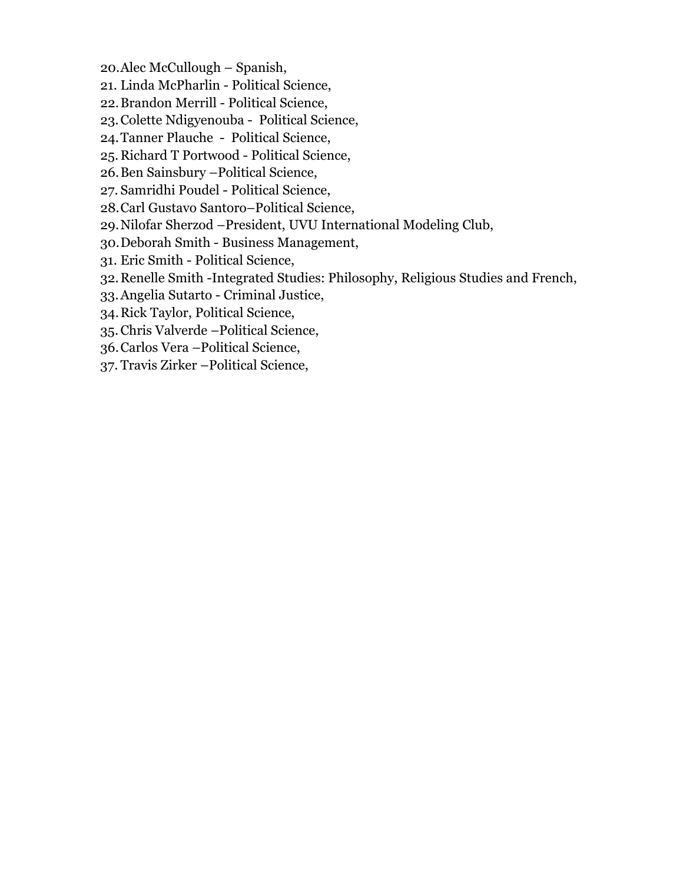20. Alec McCullough – Spanish,
21. Linda McPharlin - Political Science,
22. Brandon Merrill - Political Science,
23. Colette Ndigyenouba - Political Science,
24. Tanner Plauche - Political Science,
25. Richard T Portwood - Political Science,
26. Ben Sainsbury –Political Science,
27. Samridhi Poudel - Political Science,
28. Carl Gustavo Santoro–Political Science,
29. Nilofar Sherzod –President, UVU International Modeling Club,
30. Deborah Smith - Business Management,
31. Eric Smith - Political Science,
32. Renelle Smith -Integrated Studies: Philosophy, Religious Studies and French,
33. Angelia Sutarto - Criminal Justice,
34. Rick Taylor, Political Science,
35. Chris Valverde –Political Science,
36. Carlos Vera –Political Science,
37. Travis Zirker –Political Science,